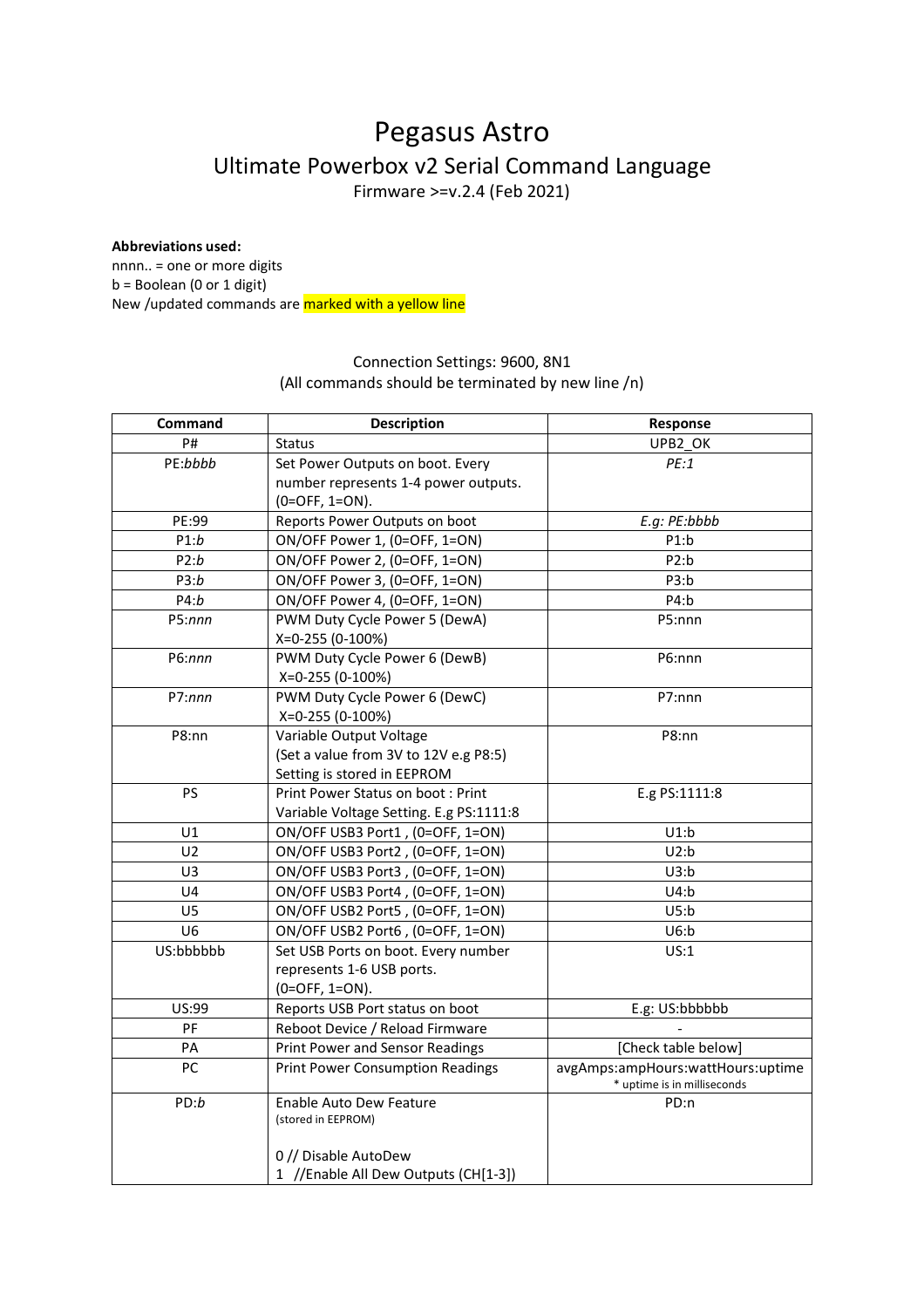# Pegasus Astro

## Ultimate Powerbox v2 Serial Command Language

Firmware >=v.2.4 (Feb 2021)

**Abbreviations used:**

nnnn.. = one or more digits
b = Boolean (0 or 1 digit)
New /updated commands are marked with a yellow line

Connection Settings: 9600, 8N1
(All commands should be terminated by new line /n)

| Command | Description | Response |
|---|---|---|
| P# | Status | UPB2_OK |
| PE:*bbbb* | Set Power Outputs on boot. Every number represents 1-4 power outputs. (0=OFF, 1=ON). | *PE:1* |
| PE:99 | Reports Power Outputs on boot | *E.g: PE:bbbb* |
| P1:*b* | ON/OFF Power 1, (0=OFF, 1=ON) | P1:b |
| P2:*b* | ON/OFF Power 2, (0=OFF, 1=ON) | P2:b |
| P3:*b* | ON/OFF Power 3, (0=OFF, 1=ON) | P3:b |
| P4:*b* | ON/OFF Power 4, (0=OFF, 1=ON) | P4:b |
| P5:*nnn* | PWM Duty Cycle Power 5 (DewA) X=0-255 (0-100%) | P5:nnn |
| P6:*nnn* | PWM Duty Cycle Power 6 (DewB) X=0-255 (0-100%) | P6:nnn |
| P7:*nnn* | PWM Duty Cycle Power 6 (DewC) X=0-255 (0-100%) | P7:nnn |
| P8:nn | Variable Output Voltage (Set a value from 3V to 12V e.g P8:5) Setting is stored in EEPROM | P8:nn |
| PS | Print Power Status on boot : Print Variable Voltage Setting. E.g PS:1111:8 | E.g PS:1111:8 |
| U1 | ON/OFF USB3 Port1 , (0=OFF, 1=ON) | U1:b |
| U2 | ON/OFF USB3 Port2 , (0=OFF, 1=ON) | U2:b |
| U3 | ON/OFF USB3 Port3 , (0=OFF, 1=ON) | U3:b |
| U4 | ON/OFF USB3 Port4 , (0=OFF, 1=ON) | U4:b |
| U5 | ON/OFF USB2 Port5 , (0=OFF, 1=ON) | U5:b |
| U6 | ON/OFF USB2 Port6 , (0=OFF, 1=ON) | U6:b |
| US:bbbbbb | Set USB Ports on boot. Every number represents 1-6 USB ports. (0=OFF, 1=ON). | US:1 |
| US:99 | Reports USB Port status on boot | E.g: US:bbbbbb |
| PF | Reboot Device / Reload Firmware | - |
| PA | Print Power and Sensor Readings | [Check table below] |
| PC | Print Power Consumption Readings | avgAmps:ampHours:wattHours:uptime * uptime is in milliseconds |
| PD:*b* | Enable Auto Dew Feature (stored in EEPROM) 0 // Disable AutoDew 1 //Enable All Dew Outputs (CH[1-3]) | PD:n |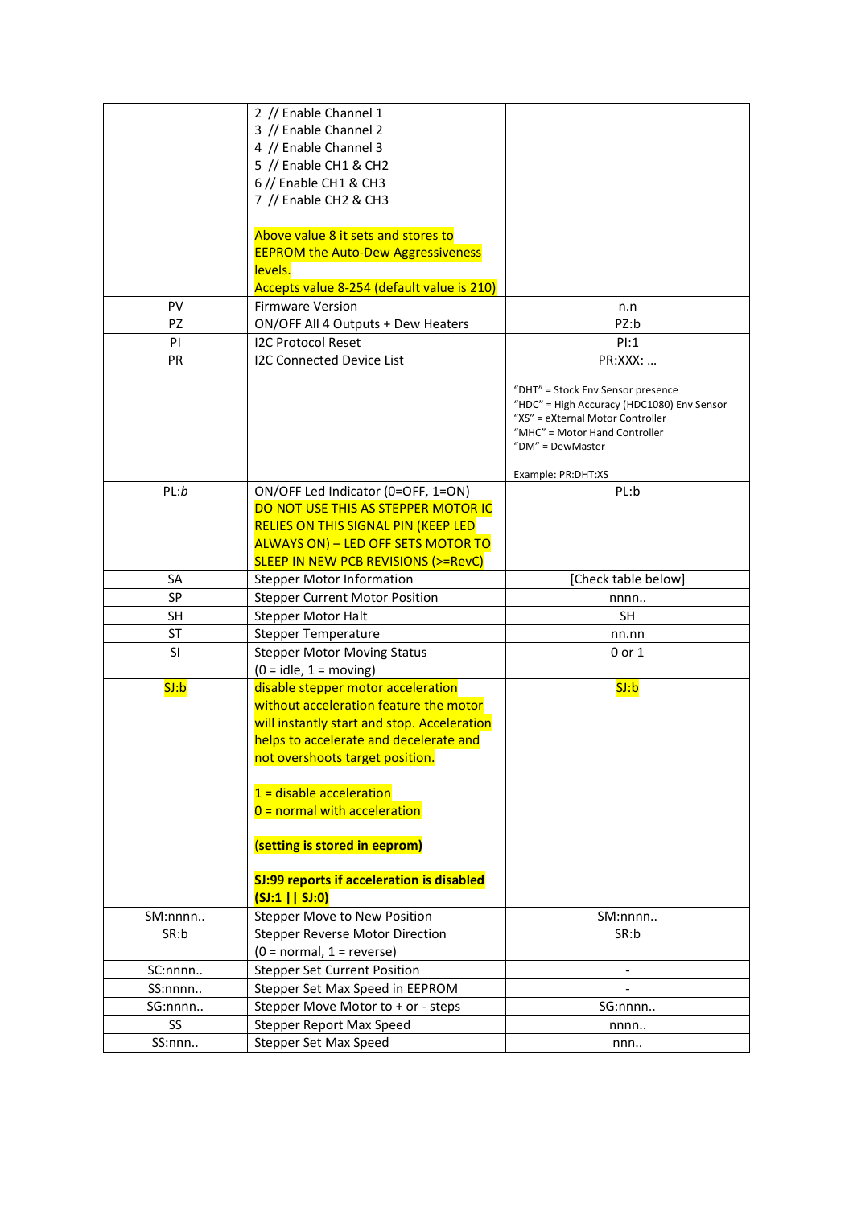| | | |
|---|---|---|
| | 2 // Enable Channel 1<br>3 // Enable Channel 2<br>4 // Enable Channel 3<br>5 // Enable CH1 & CH2<br>6 // Enable CH1 & CH3<br>7 // Enable CH2 & CH3<br><br>Above value 8 it sets and stores to EEPROM the Auto-Dew Aggressiveness levels.<br>Accepts value 8-254 (default value is 210) | |
| PV | Firmware Version | n.n |
| PZ | ON/OFF All 4 Outputs + Dew Heaters | PZ:b |
| PI | I2C Protocol Reset | PI:1 |
| PR | I2C Connected Device List | PR:XXX: …<br><br>"DHT" = Stock Env Sensor presence<br>"HDC" = High Accuracy (HDC1080) Env Sensor<br>"XS" = eXternal Motor Controller<br>"MHC" = Motor Hand Controller<br>"DM" = DewMaster<br><br>Example: PR:DHT:XS |
| PL:*b* | ON/OFF Led Indicator (0=OFF, 1=ON)<br>DO NOT USE THIS AS STEPPER MOTOR IC RELIES ON THIS SIGNAL PIN (KEEP LED ALWAYS ON) – LED OFF SETS MOTOR TO SLEEP IN NEW PCB REVISIONS (>=RevC) | PL:b |
| SA | Stepper Motor Information | [Check table below] |
| SP | Stepper Current Motor Position | nnnn.. |
| SH | Stepper Motor Halt | SH |
| ST | Stepper Temperature | nn.nn |
| SI | Stepper Motor Moving Status<br>(0 = idle, 1 = moving) | 0 or 1 |
| SJ:b | disable stepper motor acceleration without acceleration feature the motor will instantly start and stop. Acceleration helps to accelerate and decelerate and not overshoots target position.<br><br>1 = disable acceleration<br>0 = normal with acceleration<br><br>**(setting is stored in eeprom)**<br><br>**SJ:99 reports if acceleration is disabled (SJ:1 \|\| SJ:0)** | SJ:b |
| SM:nnnn.. | Stepper Move to New Position | SM:nnnn.. |
| SR:b | Stepper Reverse Motor Direction<br>(0 = normal, 1 = reverse) | SR:b |
| SC:nnnn.. | Stepper Set Current Position | - |
| SS:nnnn.. | Stepper Set Max Speed in EEPROM | - |
| SG:nnnn.. | Stepper Move Motor to + or - steps | SG:nnnn.. |
| SS | Stepper Report Max Speed | nnnn.. |
| SS:nnn.. | Stepper Set Max Speed | nnn.. |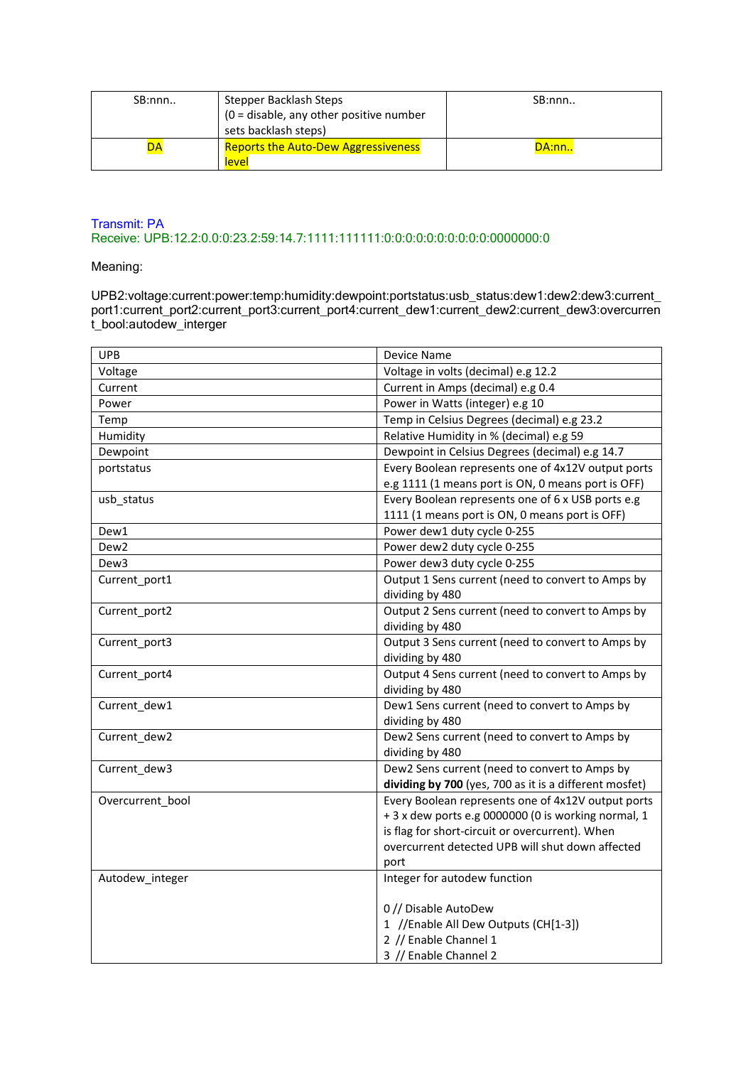| | | |
|---|---|---|
| SB:nnn.. | Stepper Backlash Steps (0 = disable, any other positive number sets backlash steps) | SB:nnn.. |
| DA | Reports the Auto-Dew Aggressiveness level | DA:nn.. |

Transmit: PA
Receive: UPB:12.2:0.0:0:23.2:59:14.7:1111:111111:0:0:0:0:0:0:0:0:0:0:0000000:0

Meaning:

UPB2:voltage:current:power:temp:humidity:dewpoint:portstatus:usb_status:dew1:dew2:dew3:current_port1:current_port2:current_port3:current_port4:current_dew1:current_dew2:current_dew3:overcurrent_bool:autodew_interger

| | |
|---|---|
| UPB | Device Name |
| Voltage | Voltage in volts (decimal) e.g 12.2 |
| Current | Current in Amps (decimal) e.g 0.4 |
| Power | Power in Watts (integer) e.g 10 |
| Temp | Temp in Celsius Degrees (decimal) e.g 23.2 |
| Humidity | Relative Humidity in % (decimal) e.g 59 |
| Dewpoint | Dewpoint in Celsius Degrees (decimal) e.g 14.7 |
| portstatus | Every Boolean represents one of 4x12V output ports e.g 1111 (1 means port is ON, 0 means port is OFF) |
| usb_status | Every Boolean represents one of 6 x USB ports e.g 1111 (1 means port is ON, 0 means port is OFF) |
| Dew1 | Power dew1 duty cycle 0-255 |
| Dew2 | Power dew2 duty cycle 0-255 |
| Dew3 | Power dew3 duty cycle 0-255 |
| Current_port1 | Output 1 Sens current (need to convert to Amps by dividing by 480 |
| Current_port2 | Output 2 Sens current (need to convert to Amps by dividing by 480 |
| Current_port3 | Output 3 Sens current (need to convert to Amps by dividing by 480 |
| Current_port4 | Output 4 Sens current (need to convert to Amps by dividing by 480 |
| Current_dew1 | Dew1 Sens current (need to convert to Amps by dividing by 480 |
| Current_dew2 | Dew2 Sens current (need to convert to Amps by dividing by 480 |
| Current_dew3 | Dew2 Sens current (need to convert to Amps by **dividing by 700** (yes, 700 as it is a different mosfet) |
| Overcurrent_bool | Every Boolean represents one of 4x12V output ports + 3 x dew ports e.g 0000000 (0 is working normal, 1 is flag for short-circuit or overcurrent). When overcurrent detected UPB will shut down affected port |
| Autodew_integer | Integer for autodew function<br><br>0 // Disable AutoDew<br>1 //Enable All Dew Outputs (CH[1-3])<br>2 // Enable Channel 1<br>3 // Enable Channel 2 |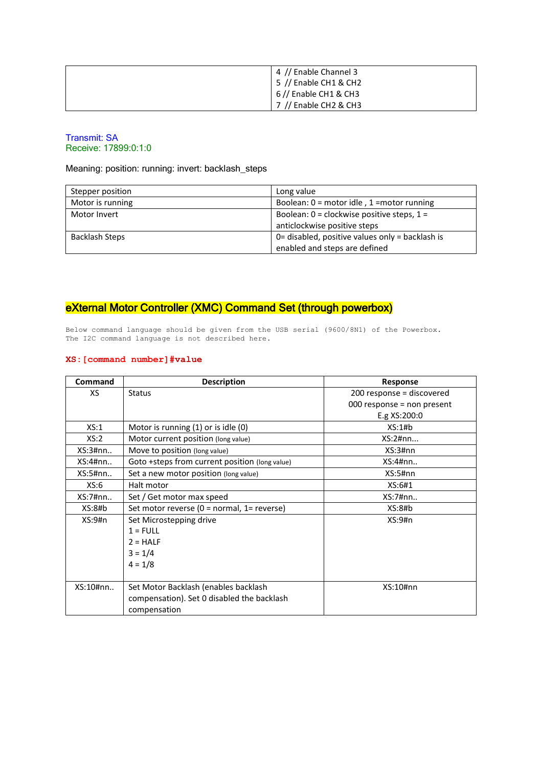| | |
|---|---|
| | 4 // Enable Channel 3<br>5 // Enable CH1 & CH2<br>6 // Enable CH1 & CH3<br>7 // Enable CH2 & CH3 |

Transmit: SA
Receive: 17899:0:1:0

Meaning: position: running: invert: backlash_steps

| | |
|---|---|
| Stepper position | Long value |
| Motor is running | Boolean: 0 = motor idle , 1 =motor running |
| Motor Invert | Boolean: 0 = clockwise positive steps, 1 = anticlockwise positive steps |
| Backlash Steps | 0= disabled, positive values only = backlash is enabled and steps are defined |

## eXternal Motor Controller (XMC) Command Set (through powerbox)

```
Below command language should be given from the USB serial (9600/8N1) of the Powerbox.
The I2C command language is not described here.
```

**XS:[command number]#value**

| Command | Description | Response |
|---|---|---|
| XS | Status | 200 response = discovered<br>000 response = non present<br>E.g XS:200:0 |
| XS:1 | Motor is running (1) or is idle (0) | XS:1#b |
| XS:2 | Motor current position (long value) | XS:2#nn... |
| XS:3#nn.. | Move to position (long value) | XS:3#nn |
| XS:4#nn.. | Goto +steps from current position (long value) | XS:4#nn.. |
| XS:5#nn.. | Set a new motor position (long value) | XS:5#nn |
| XS:6 | Halt motor | XS:6#1 |
| XS:7#nn.. | Set / Get motor max speed | XS:7#nn.. |
| XS:8#b | Set motor reverse (0 = normal, 1= reverse) | XS:8#b |
| XS:9#n | Set Microstepping drive<br>1 = FULL<br>2 = HALF<br>3 = 1/4<br>4 = 1/8 | XS:9#n |
| XS:10#nn.. | Set Motor Backlash (enables backlash compensation). Set 0 disabled the backlash compensation | XS:10#nn |